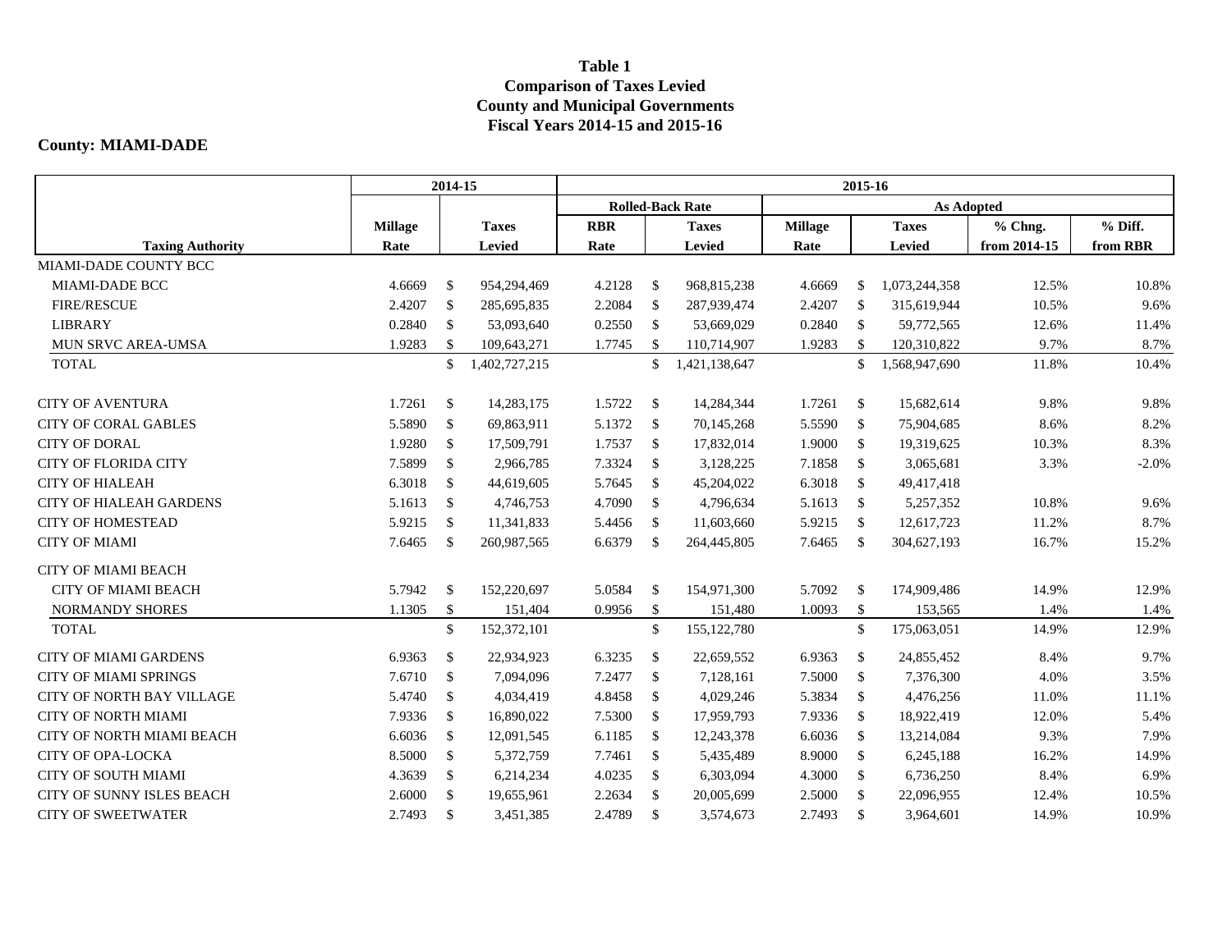**Table 1**
**Comparison of Taxes Levied**
**County and Municipal Governments**
**Fiscal Years 2014-15 and 2015-16**

**County: MIAMI-DADE**

| | 2014-15 | | 2015-16 | | | | | |
|---|---|---|---|---|---|---|---|---|
| | | | Rolled-Back Rate | | As Adopted | | | |
| Taxing Authority | Millage Rate | Taxes Levied | RBR Rate | Taxes Levied | Millage Rate | Taxes Levied | % Chng. from 2014-15 | % Diff. from RBR |
| MIAMI-DADE COUNTY BCC | | | | | | | | |
| MIAMI-DADE BCC | 4.6669 | $ 954,294,469 | 4.2128 | $ 968,815,238 | 4.6669 | $ 1,073,244,358 | 12.5% | 10.8% |
| FIRE/RESCUE | 2.4207 | $ 285,695,835 | 2.2084 | $ 287,939,474 | 2.4207 | $ 315,619,944 | 10.5% | 9.6% |
| LIBRARY | 0.2840 | $ 53,093,640 | 0.2550 | $ 53,669,029 | 0.2840 | $ 59,772,565 | 12.6% | 11.4% |
| MUN SRVC AREA-UMSA | 1.9283 | $ 109,643,271 | 1.7745 | $ 110,714,907 | 1.9283 | $ 120,310,822 | 9.7% | 8.7% |
| TOTAL | | $ 1,402,727,215 | | $ 1,421,138,647 | | $ 1,568,947,690 | 11.8% | 10.4% |
| CITY OF AVENTURA | 1.7261 | $ 14,283,175 | 1.5722 | $ 14,284,344 | 1.7261 | $ 15,682,614 | 9.8% | 9.8% |
| CITY OF CORAL GABLES | 5.5890 | $ 69,863,911 | 5.1372 | $ 70,145,268 | 5.5590 | $ 75,904,685 | 8.6% | 8.2% |
| CITY OF DORAL | 1.9280 | $ 17,509,791 | 1.7537 | $ 17,832,014 | 1.9000 | $ 19,319,625 | 10.3% | 8.3% |
| CITY OF FLORIDA CITY | 7.5899 | $ 2,966,785 | 7.3324 | $ 3,128,225 | 7.1858 | $ 3,065,681 | 3.3% | -2.0% |
| CITY OF HIALEAH | 6.3018 | $ 44,619,605 | 5.7645 | $ 45,204,022 | 6.3018 | $ 49,417,418 | | |
| CITY OF HIALEAH GARDENS | 5.1613 | $ 4,746,753 | 4.7090 | $ 4,796,634 | 5.1613 | $ 5,257,352 | 10.8% | 9.6% |
| CITY OF HOMESTEAD | 5.9215 | $ 11,341,833 | 5.4456 | $ 11,603,660 | 5.9215 | $ 12,617,723 | 11.2% | 8.7% |
| CITY OF MIAMI | 7.6465 | $ 260,987,565 | 6.6379 | $ 264,445,805 | 7.6465 | $ 304,627,193 | 16.7% | 15.2% |
| CITY OF MIAMI BEACH | | | | | | | | |
| CITY OF MIAMI BEACH | 5.7942 | $ 152,220,697 | 5.0584 | $ 154,971,300 | 5.7092 | $ 174,909,486 | 14.9% | 12.9% |
| NORMANDY SHORES | 1.1305 | $ 151,404 | 0.9956 | $ 151,480 | 1.0093 | $ 153,565 | 1.4% | 1.4% |
| TOTAL | | $ 152,372,101 | | $ 155,122,780 | | $ 175,063,051 | 14.9% | 12.9% |
| CITY OF MIAMI GARDENS | 6.9363 | $ 22,934,923 | 6.3235 | $ 22,659,552 | 6.9363 | $ 24,855,452 | 8.4% | 9.7% |
| CITY OF MIAMI SPRINGS | 7.6710 | $ 7,094,096 | 7.2477 | $ 7,128,161 | 7.5000 | $ 7,376,300 | 4.0% | 3.5% |
| CITY OF NORTH BAY VILLAGE | 5.4740 | $ 4,034,419 | 4.8458 | $ 4,029,246 | 5.3834 | $ 4,476,256 | 11.0% | 11.1% |
| CITY OF NORTH MIAMI | 7.9336 | $ 16,890,022 | 7.5300 | $ 17,959,793 | 7.9336 | $ 18,922,419 | 12.0% | 5.4% |
| CITY OF NORTH MIAMI BEACH | 6.6036 | $ 12,091,545 | 6.1185 | $ 12,243,378 | 6.6036 | $ 13,214,084 | 9.3% | 7.9% |
| CITY OF OPA-LOCKA | 8.5000 | $ 5,372,759 | 7.7461 | $ 5,435,489 | 8.9000 | $ 6,245,188 | 16.2% | 14.9% |
| CITY OF SOUTH MIAMI | 4.3639 | $ 6,214,234 | 4.0235 | $ 6,303,094 | 4.3000 | $ 6,736,250 | 8.4% | 6.9% |
| CITY OF SUNNY ISLES BEACH | 2.6000 | $ 19,655,961 | 2.2634 | $ 20,005,699 | 2.5000 | $ 22,096,955 | 12.4% | 10.5% |
| CITY OF SWEETWATER | 2.7493 | $ 3,451,385 | 2.4789 | $ 3,574,673 | 2.7493 | $ 3,964,601 | 14.9% | 10.9% |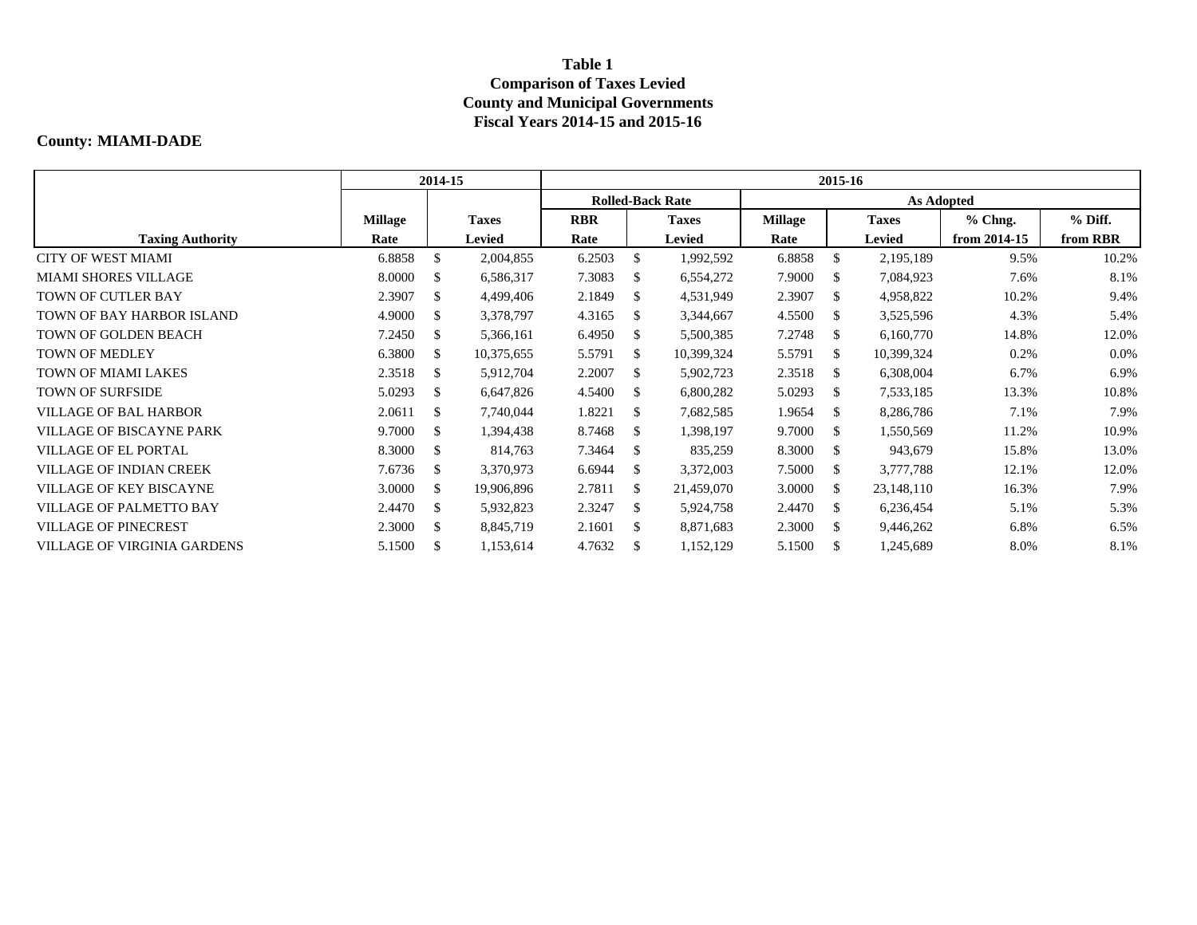**Table 1**
**Comparison of Taxes Levied**
**County and Municipal Governments**
**Fiscal Years 2014-15 and 2015-16**

**County: MIAMI-DADE**

| | 2014-15 | | 2015-16 | | | | | |
|---|---|---|---|---|---|---|---|---|
| | | | Rolled-Back Rate | | As Adopted | | | |
| Taxing Authority | Millage Rate | Taxes Levied | RBR Rate | Taxes Levied | Millage Rate | Taxes Levied | % Chng. from 2014-15 | % Diff. from RBR |
| CITY OF WEST MIAMI | 6.8858 | $ 2,004,855 | 6.2503 | $ 1,992,592 | 6.8858 | $ 2,195,189 | 9.5% | 10.2% |
| MIAMI SHORES VILLAGE | 8.0000 | $ 6,586,317 | 7.3083 | $ 6,554,272 | 7.9000 | $ 7,084,923 | 7.6% | 8.1% |
| TOWN OF CUTLER BAY | 2.3907 | $ 4,499,406 | 2.1849 | $ 4,531,949 | 2.3907 | $ 4,958,822 | 10.2% | 9.4% |
| TOWN OF BAY HARBOR ISLAND | 4.9000 | $ 3,378,797 | 4.3165 | $ 3,344,667 | 4.5500 | $ 3,525,596 | 4.3% | 5.4% |
| TOWN OF GOLDEN BEACH | 7.2450 | $ 5,366,161 | 6.4950 | $ 5,500,385 | 7.2748 | $ 6,160,770 | 14.8% | 12.0% |
| TOWN OF MEDLEY | 6.3800 | $ 10,375,655 | 5.5791 | $ 10,399,324 | 5.5791 | $ 10,399,324 | 0.2% | 0.0% |
| TOWN OF MIAMI LAKES | 2.3518 | $ 5,912,704 | 2.2007 | $ 5,902,723 | 2.3518 | $ 6,308,004 | 6.7% | 6.9% |
| TOWN OF SURFSIDE | 5.0293 | $ 6,647,826 | 4.5400 | $ 6,800,282 | 5.0293 | $ 7,533,185 | 13.3% | 10.8% |
| VILLAGE OF BAL HARBOR | 2.0611 | $ 7,740,044 | 1.8221 | $ 7,682,585 | 1.9654 | $ 8,286,786 | 7.1% | 7.9% |
| VILLAGE OF BISCAYNE PARK | 9.7000 | $ 1,394,438 | 8.7468 | $ 1,398,197 | 9.7000 | $ 1,550,569 | 11.2% | 10.9% |
| VILLAGE OF EL PORTAL | 8.3000 | $ 814,763 | 7.3464 | $ 835,259 | 8.3000 | $ 943,679 | 15.8% | 13.0% |
| VILLAGE OF INDIAN CREEK | 7.6736 | $ 3,370,973 | 6.6944 | $ 3,372,003 | 7.5000 | $ 3,777,788 | 12.1% | 12.0% |
| VILLAGE OF KEY BISCAYNE | 3.0000 | $ 19,906,896 | 2.7811 | $ 21,459,070 | 3.0000 | $ 23,148,110 | 16.3% | 7.9% |
| VILLAGE OF PALMETTO BAY | 2.4470 | $ 5,932,823 | 2.3247 | $ 5,924,758 | 2.4470 | $ 6,236,454 | 5.1% | 5.3% |
| VILLAGE OF PINECREST | 2.3000 | $ 8,845,719 | 2.1601 | $ 8,871,683 | 2.3000 | $ 9,446,262 | 6.8% | 6.5% |
| VILLAGE OF VIRGINIA GARDENS | 5.1500 | $ 1,153,614 | 4.7632 | $ 1,152,129 | 5.1500 | $ 1,245,689 | 8.0% | 8.1% |